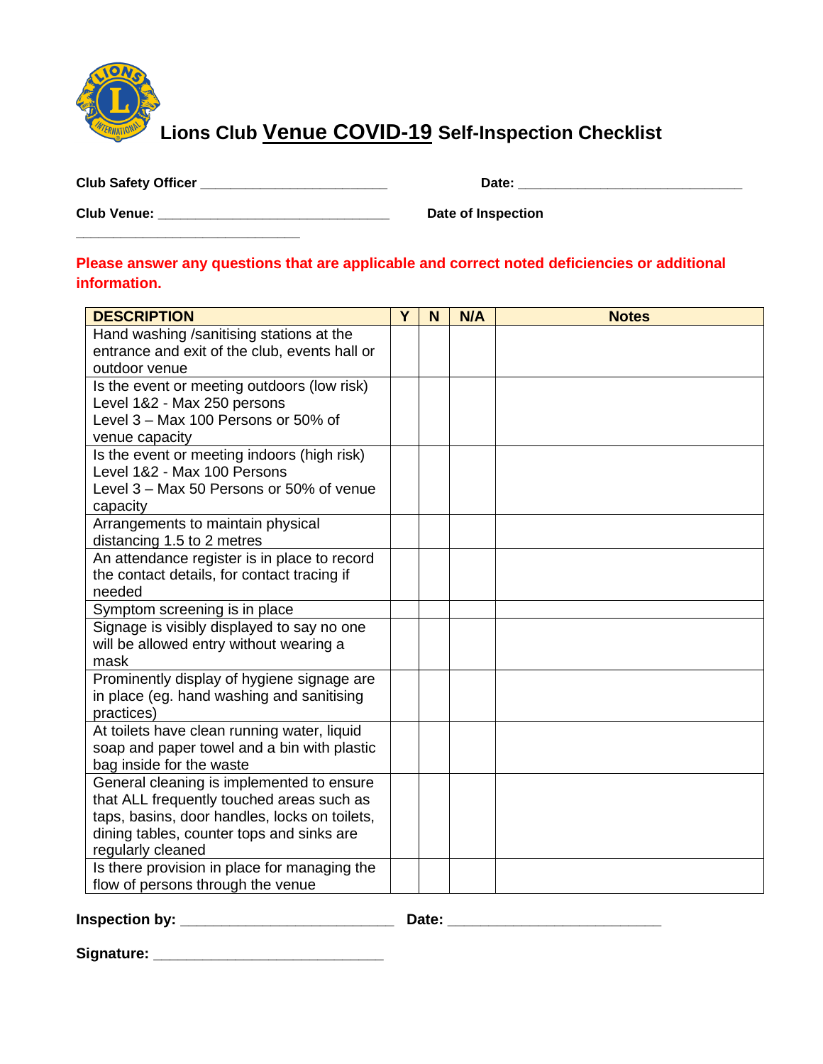# Lions Club Venue COVID-19 Self-Inspection Checklist

**Club Safety Officer** ________________________ **Date:** ____________________________

**Club Venue:** ______________________________ **Date of Inspection**
____________________________

**Please answer any questions that are applicable and correct noted deficiencies or additional information.**

| DESCRIPTION | Y | N | N/A | Notes |
|---|---|---|---|---|
| Hand washing /sanitising stations at the entrance and exit of the club, events hall or outdoor venue | | | | |
| Is the event or meeting outdoors (low risk)<br>Level 1&2 - Max 250 persons<br>Level 3 – Max 100 Persons or 50% of venue capacity | | | | |
| Is the event or meeting indoors (high risk)<br>Level 1&2 - Max 100 Persons<br>Level 3 – Max 50 Persons or 50% of venue capacity | | | | |
| Arrangements to maintain physical distancing 1.5 to 2 metres | | | | |
| An attendance register is in place to record the contact details, for contact tracing if needed | | | | |
| Symptom screening is in place | | | | |
| Signage is visibly displayed to say no one will be allowed entry without wearing a mask | | | | |
| Prominently display of hygiene signage are in place (eg. hand washing and sanitising practices) | | | | |
| At toilets have clean running water, liquid soap and paper towel and a bin with plastic bag inside for the waste | | | | |
| General cleaning is implemented to ensure that ALL frequently touched areas such as taps, basins, door handles, locks on toilets, dining tables, counter tops and sinks are regularly cleaned | | | | |
| Is there provision in place for managing the flow of persons through the venue | | | | |

**Inspection by:** ___________________________ **Date:** ___________________________

**Signature:** _____________________________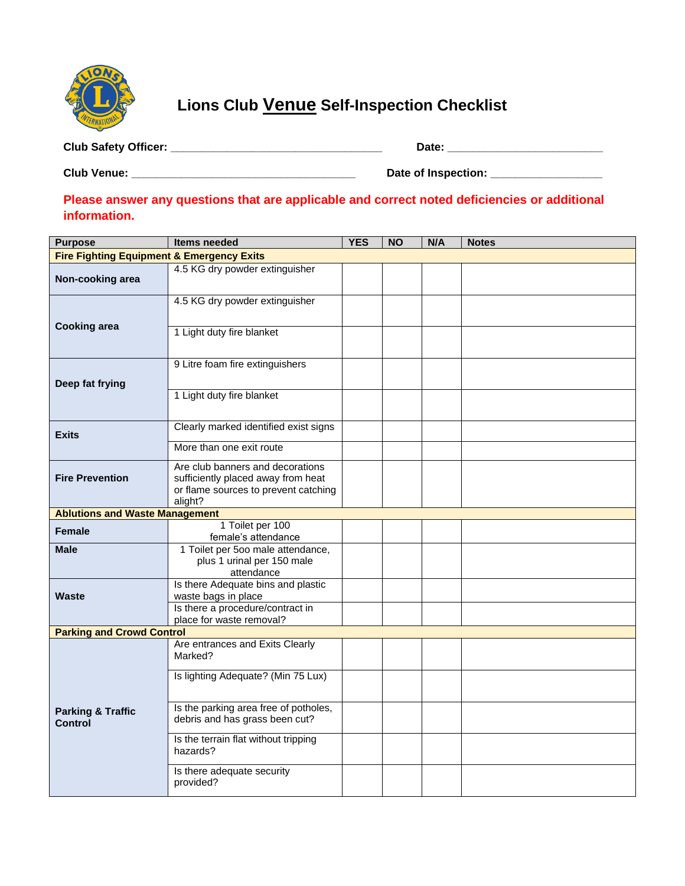# Lions Club Venue Self-Inspection Checklist

**Club Safety Officer:** ___________________________________ **Date:** _________________________

**Club Venue:** ____________________________________ **Date of Inspection:** _________________

**Please answer any questions that are applicable and correct noted deficiencies or additional information.**

| Purpose | Items needed | YES | NO | N/A | Notes |
|---|---|---|---|---|---|
| **Fire Fighting Equipment & Emergency Exits** | | | | | |
| **Non-cooking area** | 4.5 KG dry powder extinguisher | | | | |
| **Cooking area** | 4.5 KG dry powder extinguisher | | | | |
| | 1 Light duty fire blanket | | | | |
| **Deep fat frying** | 9 Litre foam fire extinguishers | | | | |
| | 1 Light duty fire blanket | | | | |
| **Exits** | Clearly marked identified exist signs | | | | |
| | More than one exit route | | | | |
| **Fire Prevention** | Are club banners and decorations sufficiently placed away from heat or flame sources to prevent catching alight? | | | | |
| **Ablutions and Waste Management** | | | | | |
| **Female** | 1 Toilet per 100 female's attendance | | | | |
| **Male** | 1 Toilet per 5oo male attendance, plus 1 urinal per 150 male attendance | | | | |
| **Waste** | Is there Adequate bins and plastic waste bags in place | | | | |
| | Is there a procedure/contract in place for waste removal? | | | | |
| **Parking and Crowd Control** | | | | | |
| **Parking & Traffic Control** | Are entrances and Exits Clearly Marked? | | | | |
| | Is lighting Adequate? (Min 75 Lux) | | | | |
| | Is the parking area free of potholes, debris and has grass been cut? | | | | |
| | Is the terrain flat without tripping hazards? | | | | |
| | Is there adequate security provided? | | | | |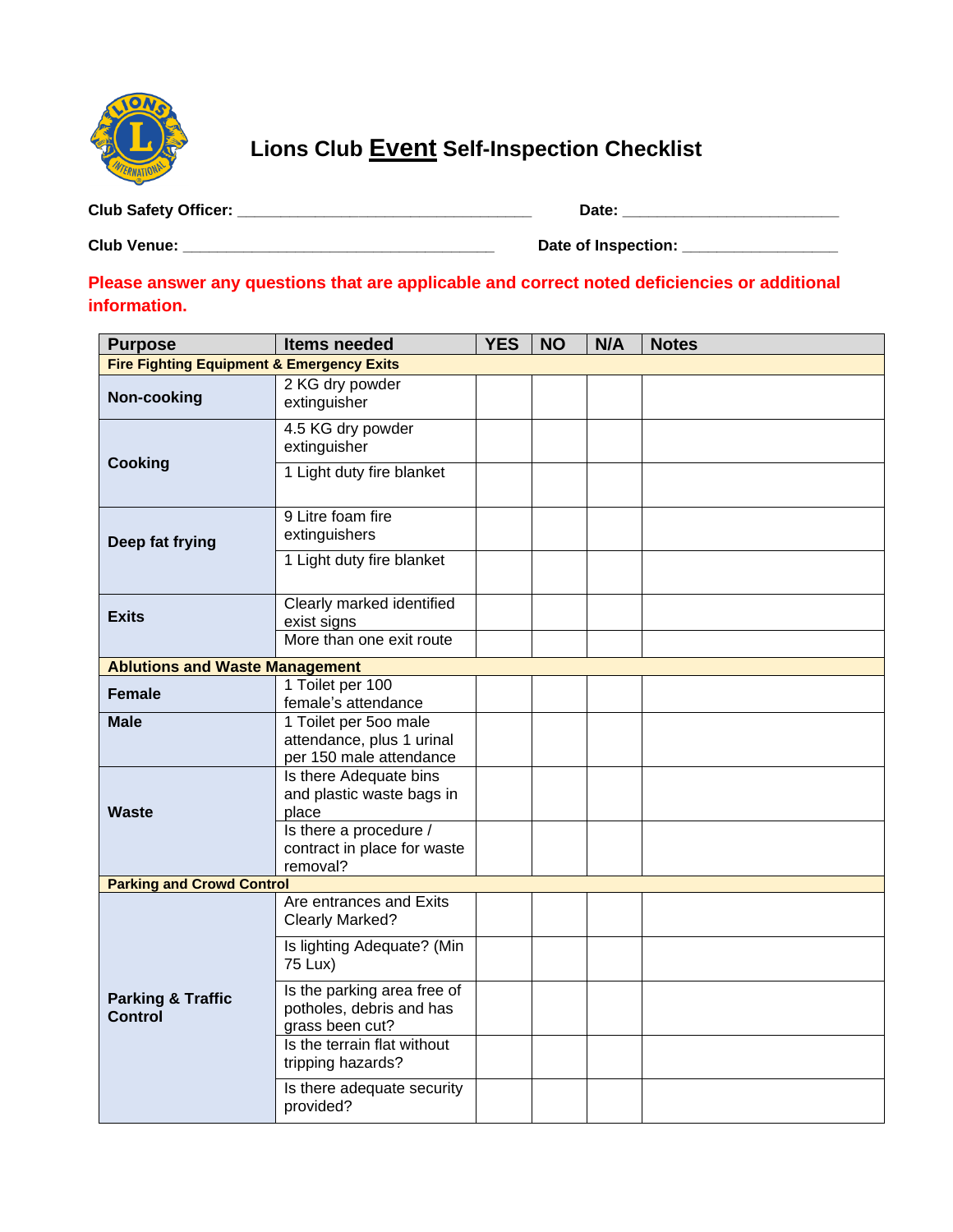# Lions Club Event Self-Inspection Checklist

**Club Safety Officer:** ___________________________________ **Date:** _________________________

**Club Venue:** _____________________________________ **Date of Inspection:** __________________

**Please answer any questions that are applicable and correct noted deficiencies or additional information.**

| Purpose | Items needed | YES | NO | N/A | Notes |
|---|---|---|---|---|---|
| **Fire Fighting Equipment & Emergency Exits** | | | | | |
| **Non-cooking** | 2 KG dry powder extinguisher | | | | |
| **Cooking** | 4.5 KG dry powder extinguisher | | | | |
| | 1 Light duty fire blanket | | | | |
| **Deep fat frying** | 9 Litre foam fire extinguishers | | | | |
| | 1 Light duty fire blanket | | | | |
| **Exits** | Clearly marked identified exist signs | | | | |
| | More than one exit route | | | | |
| **Ablutions and Waste Management** | | | | | |
| **Female** | 1 Toilet per 100 female's attendance | | | | |
| **Male** | 1 Toilet per 5oo male attendance, plus 1 urinal per 150 male attendance | | | | |
| **Waste** | Is there Adequate bins and plastic waste bags in place | | | | |
| | Is there a procedure / contract in place for waste removal? | | | | |
| **Parking and Crowd Control** | | | | | |
| **Parking & Traffic Control** | Are entrances and Exits Clearly Marked? | | | | |
| | Is lighting Adequate? (Min 75 Lux) | | | | |
| | Is the parking area free of potholes, debris and has grass been cut? | | | | |
| | Is the terrain flat without tripping hazards? | | | | |
| | Is there adequate security provided? | | | | |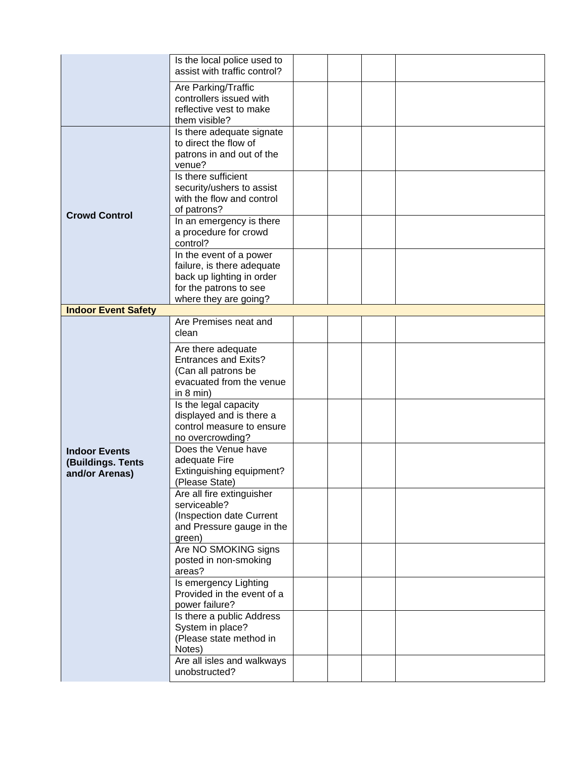| | | | | | |
|---|---|---|---|---|---|
| | Is the local police used to assist with traffic control? | | | | |
| | Are Parking/Traffic controllers issued with reflective vest to make them visible? | | | | |
| **Crowd Control** | Is there adequate signate to direct the flow of patrons in and out of the venue? | | | | |
| | Is there sufficient security/ushers to assist with the flow and control of patrons? | | | | |
| | In an emergency is there a procedure for crowd control? | | | | |
| | In the event of a power failure, is there adequate back up lighting in order for the patrons to see where they are going? | | | | |
| **Indoor Event Safety** | | | | | |
| **Indoor Events (Buildings. Tents and/or Arenas)** | Are Premises neat and clean | | | | |
| | Are there adequate Entrances and Exits? (Can all patrons be evacuated from the venue in 8 min) | | | | |
| | Is the legal capacity displayed and is there a control measure to ensure no overcrowding? | | | | |
| | Does the Venue have adequate Fire Extinguishing equipment? (Please State) | | | | |
| | Are all fire extinguisher serviceable? (Inspection date Current and Pressure gauge in the green) | | | | |
| | Are NO SMOKING signs posted in non-smoking areas? | | | | |
| | Is emergency Lighting Provided in the event of a power failure? | | | | |
| | Is there a public Address System in place? (Please state method in Notes) | | | | |
| | Are all isles and walkways unobstructed? | | | | |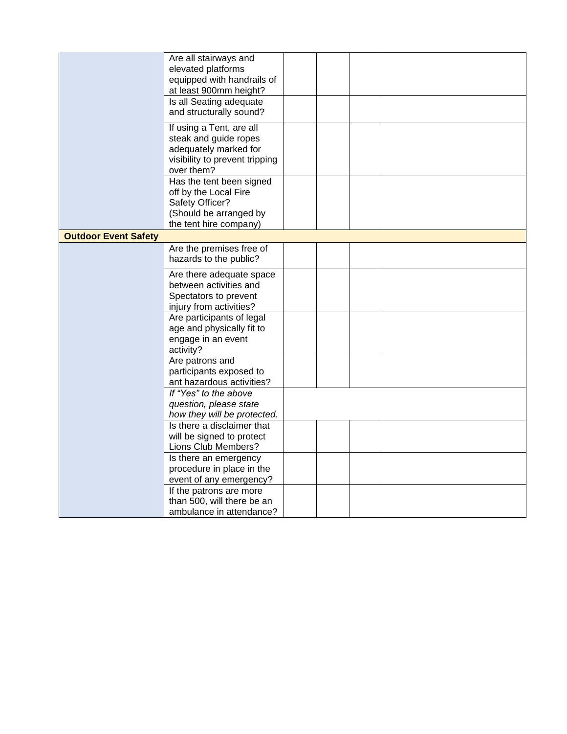| | | | | | |
|---|---|---|---|---|---|
| | Are all stairways and elevated platforms equipped with handrails of at least 900mm height? | | | | |
| | Is all Seating adequate and structurally sound? | | | | |
| | If using a Tent, are all steak and guide ropes adequately marked for visibility to prevent tripping over them? | | | | |
| | Has the tent been signed off by the Local Fire Safety Officer? (Should be arranged by the tent hire company) | | | | |
| **Outdoor Event Safety** | | | | | |
| | Are the premises free of hazards to the public? | | | | |
| | Are there adequate space between activities and Spectators to prevent injury from activities? | | | | |
| | Are participants of legal age and physically fit to engage in an event activity? | | | | |
| | Are patrons and participants exposed to ant hazardous activities? | | | | |
| | *If "Yes" to the above question, please state how they will be protected.* | | | | |
| | Is there a disclaimer that will be signed to protect Lions Club Members? | | | | |
| | Is there an emergency procedure in place in the event of any emergency? | | | | |
| | If the patrons are more than 500, will there be an ambulance in attendance? | | | | |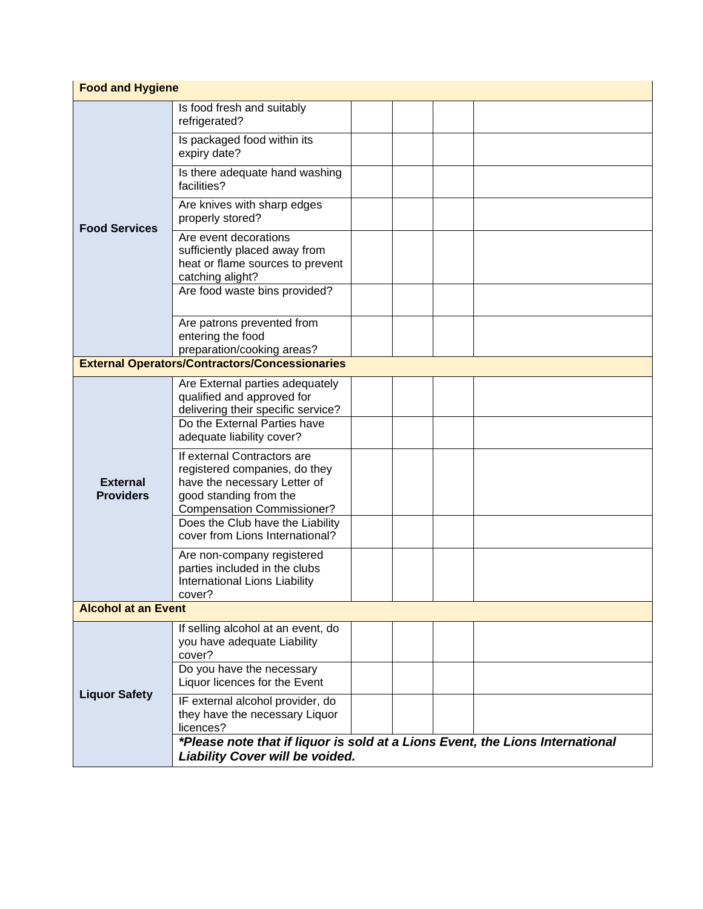| | | | | | |
|---|---|---|---|---|---|
| **Food and Hygiene** | | | | | |
| **Food Services** | Is food fresh and suitably refrigerated? | | | | |
| | Is packaged food within its expiry date? | | | | |
| | Is there adequate hand washing facilities? | | | | |
| | Are knives with sharp edges properly stored? | | | | |
| | Are event decorations sufficiently placed away from heat or flame sources to prevent catching alight? | | | | |
| | Are food waste bins provided? | | | | |
| | Are patrons prevented from entering the food preparation/cooking areas? | | | | |
| **External Operators/Contractors/Concessionaries** | | | | | |
| **External Providers** | Are External parties adequately qualified and approved for delivering their specific service? | | | | |
| | Do the External Parties have adequate liability cover? | | | | |
| | If external Contractors are registered companies, do they have the necessary Letter of good standing from the Compensation Commissioner? | | | | |
| | Does the Club have the Liability cover from Lions International? | | | | |
| | Are non-company registered parties included in the clubs International Lions Liability cover? | | | | |
| **Alcohol at an Event** | | | | | |
| **Liquor Safety** | If selling alcohol at an event, do you have adequate Liability cover? | | | | |
| | Do you have the necessary Liquor licences for the Event | | | | |
| | IF external alcohol provider, do they have the necessary Liquor licences? | | | | |
| | ***Please note that if liquor is sold at a Lions Event, the Lions International Liability Cover will be voided.*** | | | | |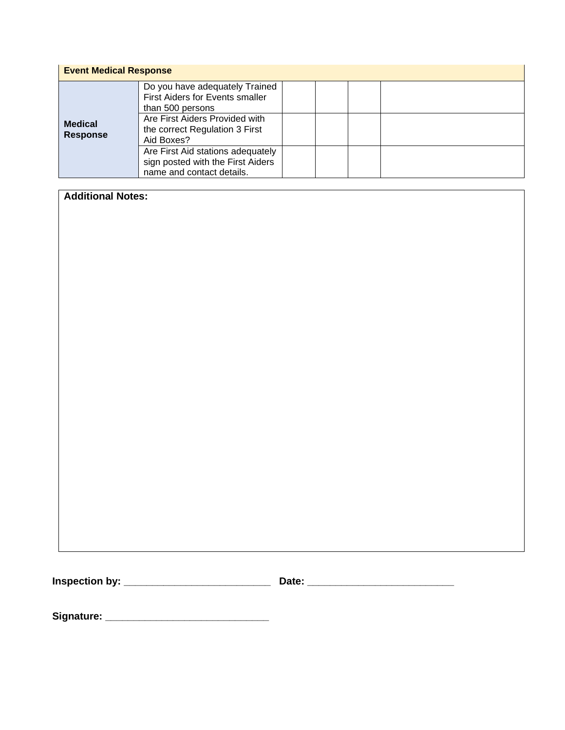| | | | | | |
|---|---|---|---|---|---|
| **Event Medical Response** | | | | | |
| **Medical Response** | Do you have adequately Trained First Aiders for Events smaller than 500 persons | | | | |
| | Are First Aiders Provided with the correct Regulation 3 First Aid Boxes? | | | | |
| | Are First Aid stations adequately sign posted with the First Aiders name and contact details. | | | | |

| |
|---|
| **Additional Notes:** |

**Inspection by:** ___________________________ **Date:** ___________________________

**Signature:** ______________________________